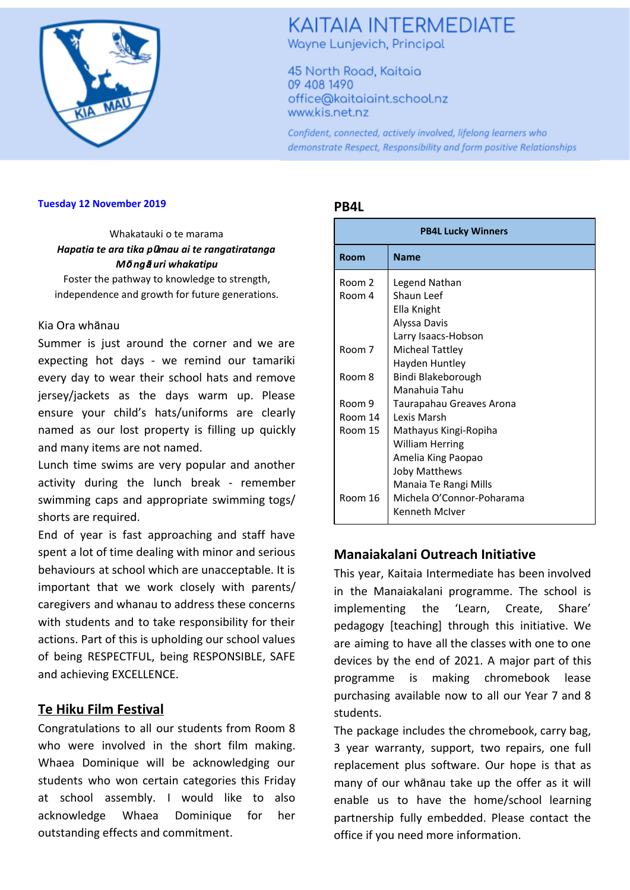# KAITAIA INTERMEDIATE

Wayne Lunjevich, Principal

45 North Road, Kaitaia
09 408 1490
office@kaitaiaint.school.nz
www.kis.net.nz

*Confident, connected, actively involved, lifelong learners who demonstrate Respect, Responsibility and form positive Relationships*

**Tuesday 12 November 2019**

Whakatauki o te marama

***Hapatia te ara tika pūmau ai te rangatiratanga Mōngā uri whakatipu***

Foster the pathway to knowledge to strength, independence and growth for future generations.

Kia Ora whānau

Summer is just around the corner and we are expecting hot days - we remind our tamariki every day to wear their school hats and remove jersey/jackets as the days warm up. Please ensure your child's hats/uniforms are clearly named as our lost property is filling up quickly and many items are not named.

Lunch time swims are very popular and another activity during the lunch break - remember swimming caps and appropriate swimming togs/ shorts are required.

End of year is fast approaching and staff have spent a lot of time dealing with minor and serious behaviours at school which are unacceptable. It is important that we work closely with parents/ caregivers and whanau to address these concerns with students and to take responsibility for their actions. Part of this is upholding our school values of being RESPECTFUL, being RESPONSIBLE, SAFE and achieving EXCELLENCE.

## Te Hiku Film Festival

Congratulations to all our students from Room 8 who were involved in the short film making. Whaea Dominique will be acknowledging our students who won certain categories this Friday at school assembly. I would like to also acknowledge Whaea Dominique for her outstanding effects and commitment.

## PB4L

**PB4L Lucky Winners**

| Room | Name |
|---|---|
| Room 2 | Legend Nathan |
| Room 4 | Shaun Leef |
| | Ella Knight |
| | Alyssa Davis |
| | Larry Isaacs-Hobson |
| Room 7 | Micheal Tattley |
| | Hayden Huntley |
| Room 8 | Bindi Blakeborough |
| | Manahuia Tahu |
| Room 9 | Taurapahau Greaves Arona |
| Room 14 | Lexis Marsh |
| Room 15 | Mathayus Kingi-Ropiha |
| | William Herring |
| | Amelia King Paopao |
| | Joby Matthews |
| | Manaia Te Rangi Mills |
| Room 16 | Michela O'Connor-Poharama |
| | Kenneth McIver |

## Manaiakalani Outreach Initiative

This year, Kaitaia Intermediate has been involved in the Manaiakalani programme. The school is implementing the 'Learn, Create, Share' pedagogy [teaching] through this initiative. We are aiming to have all the classes with one to one devices by the end of 2021. A major part of this programme is making chromebook lease purchasing available now to all our Year 7 and 8 students.

The package includes the chromebook, carry bag, 3 year warranty, support, two repairs, one full replacement plus software. Our hope is that as many of our whānau take up the offer as it will enable us to have the home/school learning partnership fully embedded. Please contact the office if you need more information.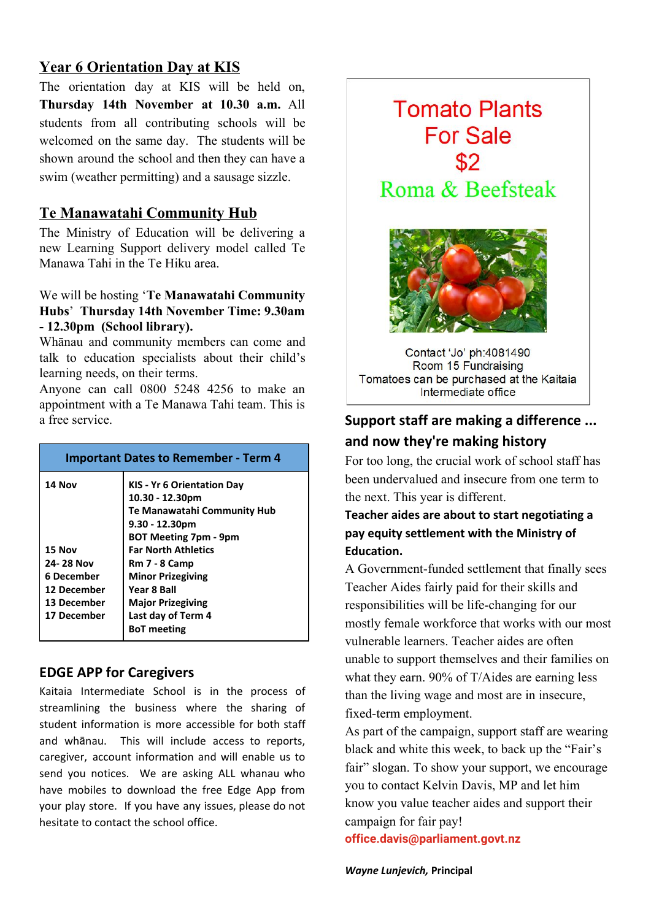## Year 6 Orientation Day at KIS

The orientation day at KIS will be held on, **Thursday 14th November at 10.30 a.m.** All students from all contributing schools will be welcomed on the same day. The students will be shown around the school and then they can have a swim (weather permitting) and a sausage sizzle.

## Te Manawatahi Community Hub

The Ministry of Education will be delivering a new Learning Support delivery model called Te Manawa Tahi in the Te Hiku area.

We will be hosting '**Te Manawatahi Community Hubs**' **Thursday 14th November Time: 9.30am - 12.30pm (School library).**

Whānau and community members can come and talk to education specialists about their child's learning needs, on their terms.

Anyone can call 0800 5248 4256 to make an appointment with a Te Manawa Tahi team. This is a free service.

| Important Dates to Remember - Term 4 | |
|---|---|
| **14 Nov** | **KIS - Yr 6 Orientation Day 10.30 - 12.30pm**<br>**Te Manawatahi Community Hub 9.30 - 12.30pm**<br>**BOT Meeting 7pm - 9pm** |
| **15 Nov** | **Far North Athletics** |
| **24- 28 Nov** | **Rm 7 - 8 Camp** |
| **6 December** | **Minor Prizegiving** |
| **12 December** | **Year 8 Ball** |
| **13 December** | **Major Prizegiving** |
| **17 December** | **Last day of Term 4**<br>**BoT meeting** |

## EDGE APP for Caregivers

Kaitaia Intermediate School is in the process of streamlining the business where the sharing of student information is more accessible for both staff and whānau. This will include access to reports, caregiver, account information and will enable us to send you notices. We are asking ALL whanau who have mobiles to download the free Edge App from your play store. If you have any issues, please do not hesitate to contact the school office.

Tomato Plants
For Sale
$2
Roma & Beefsteak

Contact 'Jo' ph:4081490
Room 15 Fundraising
Tomatoes can be purchased at the Kaitaia Intermediate office

## Support staff are making a difference ... and now they're making history

For too long, the crucial work of school staff has been undervalued and insecure from one term to the next. This year is different.

**Teacher aides are about to start negotiating a pay equity settlement with the Ministry of Education.**

A Government-funded settlement that finally sees Teacher Aides fairly paid for their skills and responsibilities will be life-changing for our mostly female workforce that works with our most vulnerable learners. Teacher aides are often unable to support themselves and their families on what they earn. 90% of T/Aides are earning less than the living wage and most are in insecure, fixed-term employment.

As part of the campaign, support staff are wearing black and white this week, to back up the "Fair's fair" slogan. To show your support, we encourage you to contact Kelvin Davis, MP and let him know you value teacher aides and support their campaign for fair pay!

**office.davis@parliament.govt.nz**

***Wayne Lunjevich,*** **Principal**